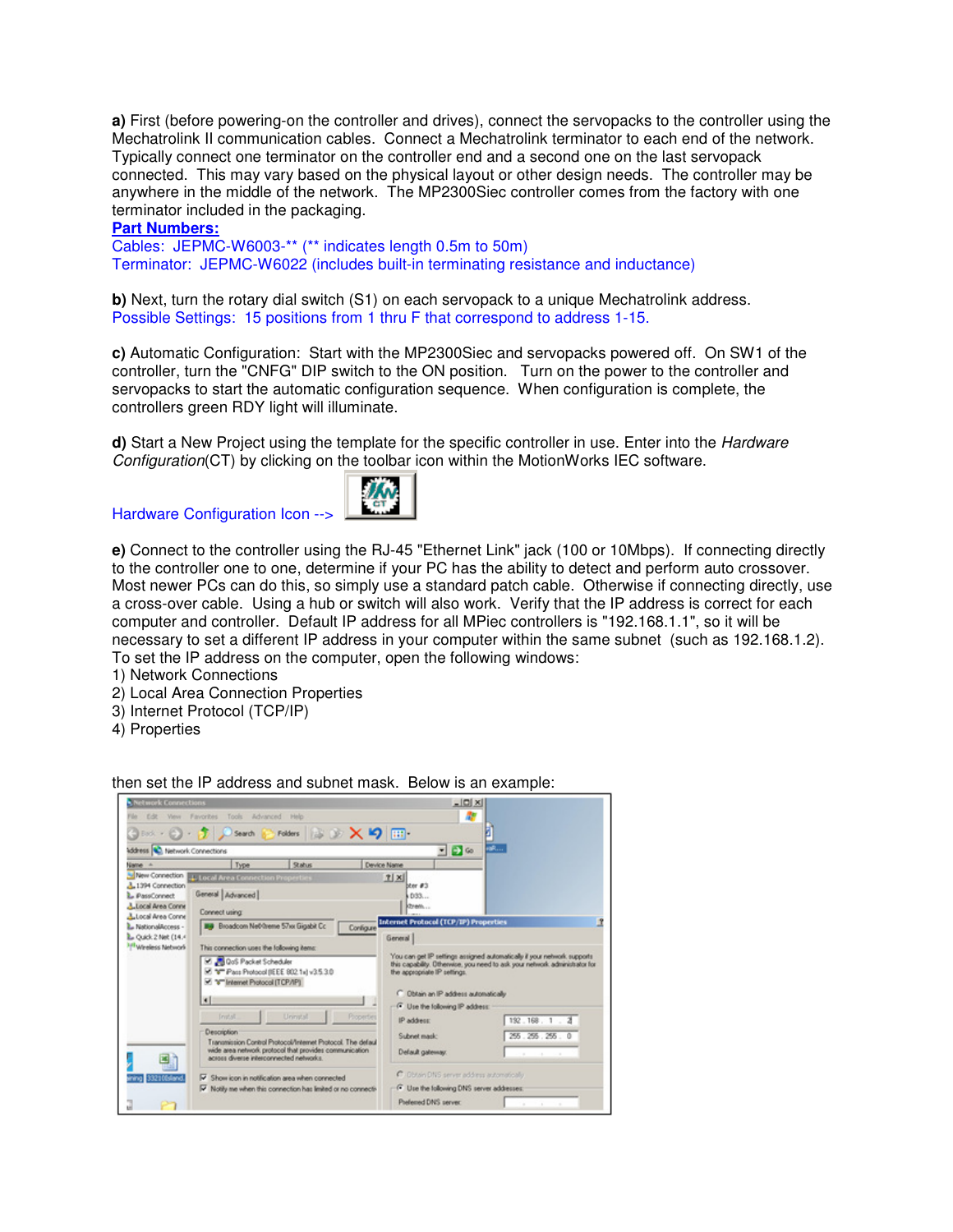**a)** First (before powering-on the controller and drives), connect the servopacks to the controller using the Mechatrolink II communication cables. Connect a Mechatrolink terminator to each end of the network. Typically connect one terminator on the controller end and a second one on the last servopack connected. This may vary based on the physical layout or other design needs. The controller may be anywhere in the middle of the network. The MP2300Siec controller comes from the factory with one terminator included in the packaging.

**Part Numbers:**
Cables: JEPMC-W6003-** (** indicates length 0.5m to 50m)
Terminator: JEPMC-W6022 (includes built-in terminating resistance and inductance)

**b)** Next, turn the rotary dial switch (S1) on each servopack to a unique Mechatrolink address.
Possible Settings: 15 positions from 1 thru F that correspond to address 1-15.

**c)** Automatic Configuration: Start with the MP2300Siec and servopacks powered off. On SW1 of the controller, turn the "CNFG" DIP switch to the ON position. Turn on the power to the controller and servopacks to start the automatic configuration sequence. When configuration is complete, the controllers green RDY light will illuminate.

**d)** Start a New Project using the template for the specific controller in use. Enter into the *Hardware Configuration*(CT) by clicking on the toolbar icon within the MotionWorks IEC software.

Hardware Configuration Icon -->

**e)** Connect to the controller using the RJ-45 "Ethernet Link" jack (100 or 10Mbps). If connecting directly to the controller one to one, determine if your PC has the ability to detect and perform auto crossover. Most newer PCs can do this, so simply use a standard patch cable. Otherwise if connecting directly, use a cross-over cable. Using a hub or switch will also work. Verify that the IP address is correct for each computer and controller. Default IP address for all MPiec controllers is "192.168.1.1", so it will be necessary to set a different IP address in your computer within the same subnet (such as 192.168.1.2). To set the IP address on the computer, open the following windows:

1) Network Connections
2) Local Area Connection Properties
3) Internet Protocol (TCP/IP)
4) Properties

then set the IP address and subnet mask. Below is an example: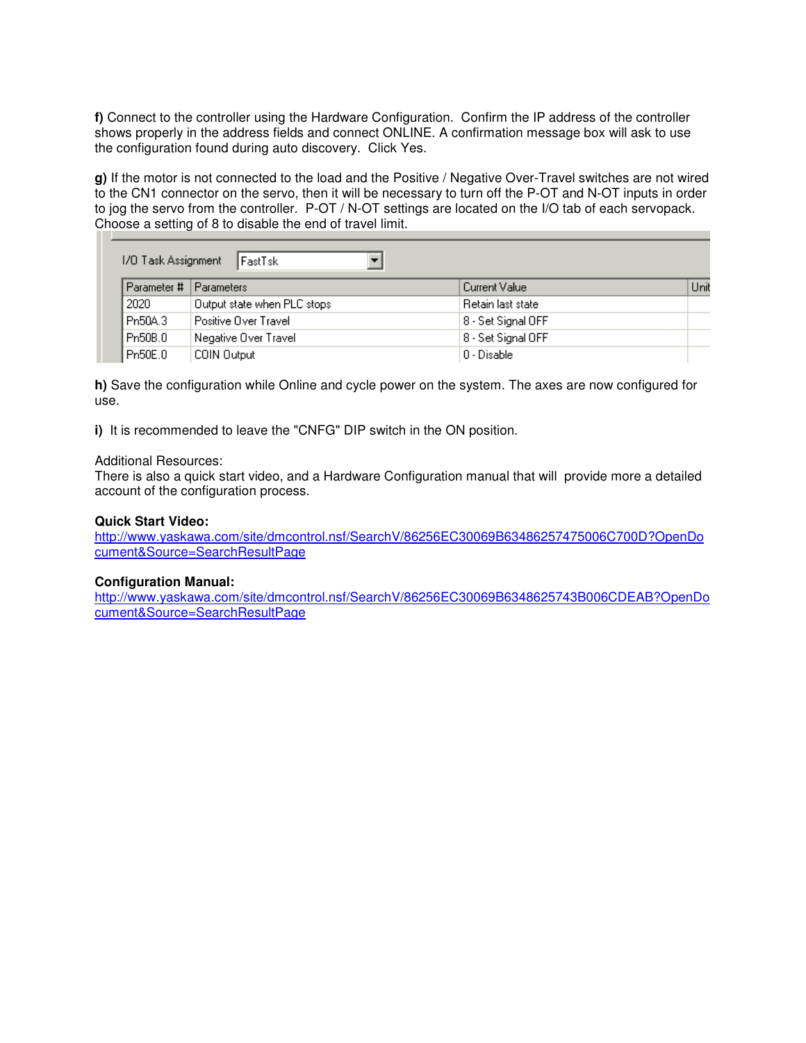**f)** Connect to the controller using the Hardware Configuration. Confirm the IP address of the controller shows properly in the address fields and connect ONLINE. A confirmation message box will ask to use the configuration found during auto discovery. Click Yes.

**g)** If the motor is not connected to the load and the Positive / Negative Over-Travel switches are not wired to the CN1 connector on the servo, then it will be necessary to turn off the P-OT and N-OT inputs in order to jog the servo from the controller. P-OT / N-OT settings are located on the I/O tab of each servopack. Choose a setting of 8 to disable the end of travel limit.

I/O Task Assignment: FastTsk

| Parameter # | Parameters | Current Value | Unit |
|---|---|---|---|
| 2020 | Output state when PLC stops | Retain last state | |
| Pn50A.3 | Positive Over Travel | 8 - Set Signal OFF | |
| Pn50B.0 | Negative Over Travel | 8 - Set Signal OFF | |
| Pn50E.0 | COIN Output | 0 - Disable | |

**h)** Save the configuration while Online and cycle power on the system. The axes are now configured for use.

**i)** It is recommended to leave the "CNFG" DIP switch in the ON position.

Additional Resources:
There is also a quick start video, and a Hardware Configuration manual that will provide more a detailed account of the configuration process.

**Quick Start Video:**
http://www.yaskawa.com/site/dmcontrol.nsf/SearchV/86256EC30069B63486257475006C700D?OpenDocument&Source=SearchResultPage

**Configuration Manual:**
http://www.yaskawa.com/site/dmcontrol.nsf/SearchV/86256EC30069B6348625743B006CDEAB?OpenDocument&Source=SearchResultPage